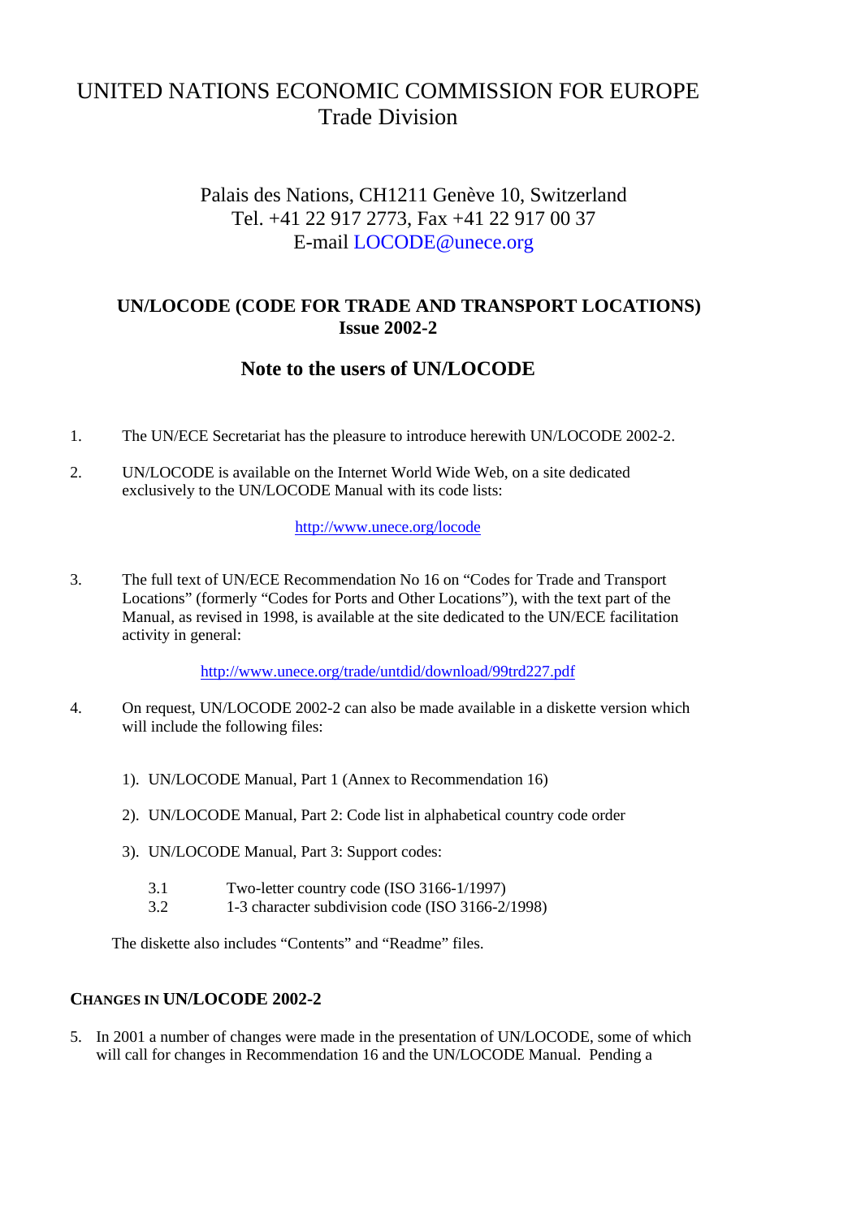# UNITED NATIONS ECONOMIC COMMISSION FOR EUROPE
Trade Division

Palais des Nations, CH1211 Genève 10, Switzerland
Tel. +41 22 917 2773, Fax +41 22 917 00 37
E-mail LOCODE@unece.org

## UN/LOCODE (CODE FOR TRADE AND TRANSPORT LOCATIONS)
**Issue 2002-2**

## Note to the users of UN/LOCODE

1. The UN/ECE Secretariat has the pleasure to introduce herewith UN/LOCODE 2002-2.

2. UN/LOCODE is available on the Internet World Wide Web, on a site dedicated exclusively to the UN/LOCODE Manual with its code lists:

   http://www.unece.org/locode

3. The full text of UN/ECE Recommendation No 16 on “Codes for Trade and Transport Locations” (formerly “Codes for Ports and Other Locations”), with the text part of the Manual, as revised in 1998, is available at the site dedicated to the UN/ECE facilitation activity in general:

   http://www.unece.org/trade/untdid/download/99trd227.pdf

4. On request, UN/LOCODE 2002-2 can also be made available in a diskette version which will include the following files:

   1). UN/LOCODE Manual, Part 1 (Annex to Recommendation 16)

   2). UN/LOCODE Manual, Part 2: Code list in alphabetical country code order

   3). UN/LOCODE Manual, Part 3: Support codes:

   3.1 Two-letter country code (ISO 3166-1/1997)
   3.2 1-3 character subdivision code (ISO 3166-2/1998)

   The diskette also includes “Contents” and “Readme” files.

### CHANGES IN UN/LOCODE 2002-2

5. In 2001 a number of changes were made in the presentation of UN/LOCODE, some of which will call for changes in Recommendation 16 and the UN/LOCODE Manual. Pending a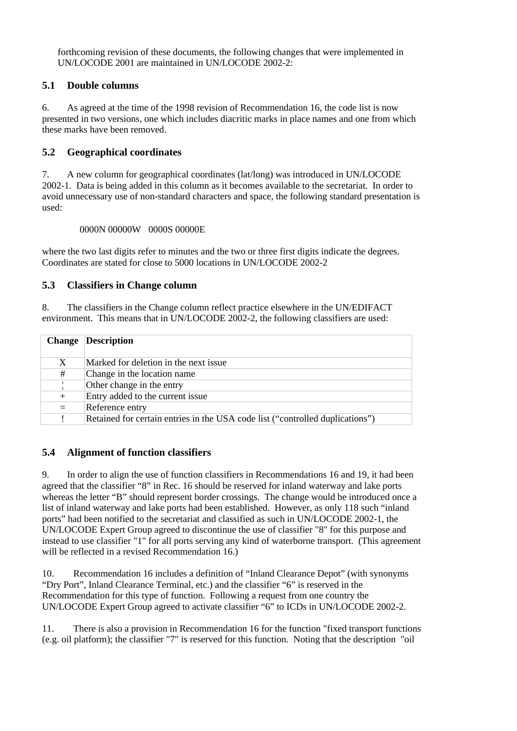forthcoming revision of these documents, the following changes that were implemented in UN/LOCODE 2001 are maintained in UN/LOCODE 2002-2:

### 5.1 Double columns

6. As agreed at the time of the 1998 revision of Recommendation 16, the code list is now presented in two versions, one which includes diacritic marks in place names and one from which these marks have been removed.

### 5.2 Geographical coordinates

7. A new column for geographical coordinates (lat/long) was introduced in UN/LOCODE 2002-1. Data is being added in this column as it becomes available to the secretariat. In order to avoid unnecessary use of non-standard characters and space, the following standard presentation is used:

0000N 00000W 0000S 00000E

where the two last digits refer to minutes and the two or three first digits indicate the degrees. Coordinates are stated for close to 5000 locations in UN/LOCODE 2002-2

### 5.3 Classifiers in Change column

8. The classifiers in the Change column reflect practice elsewhere in the UN/EDIFACT environment. This means that in UN/LOCODE 2002-2, the following classifiers are used:

| Change | Description |
|---|---|
| X | Marked for deletion in the next issue |
| # | Change in the location name |
| ¦ | Other change in the entry |
| + | Entry added to the current issue |
| = | Reference entry |
| ! | Retained for certain entries in the USA code list (“controlled duplications”) |

### 5.4 Alignment of function classifiers

9. In order to align the use of function classifiers in Recommendations 16 and 19, it had been agreed that the classifier “8” in Rec. 16 should be reserved for inland waterway and lake ports whereas the letter “B” should represent border crossings. The change would be introduced once a list of inland waterway and lake ports had been established. However, as only 118 such “inland ports” had been notified to the secretariat and classified as such in UN/LOCODE 2002-1, the UN/LOCODE Expert Group agreed to discontinue the use of classifier "8" for this purpose and instead to use classifier "1" for all ports serving any kind of waterborne transport. (This agreement will be reflected in a revised Recommendation 16.)

10. Recommendation 16 includes a definition of “Inland Clearance Depot” (with synonyms “Dry Port”, Inland Clearance Terminal, etc.) and the classifier “6” is reserved in the Recommendation for this type of function. Following a request from one country the UN/LOCODE Expert Group agreed to activate classifier “6” to ICDs in UN/LOCODE 2002-2.

11. There is also a provision in Recommendation 16 for the function "fixed transport functions (e.g. oil platform); the classifier "7" is reserved for this function. Noting that the description "oil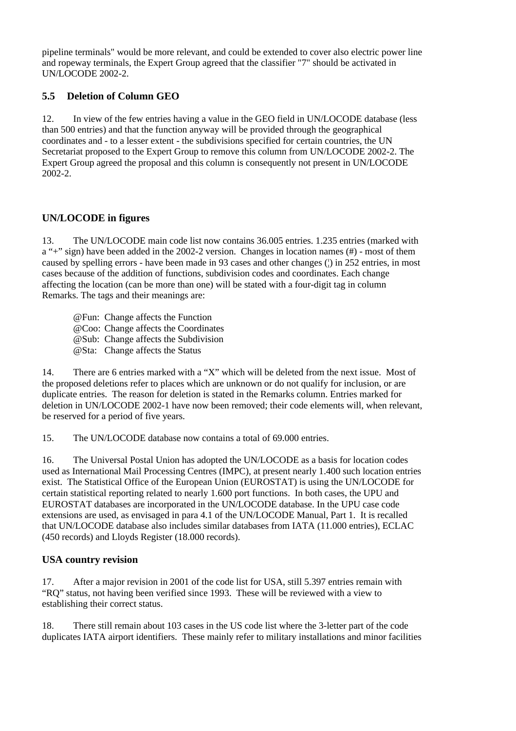pipeline terminals" would be more relevant, and could be extended to cover also electric power line and ropeway terminals, the Expert Group agreed that the classifier "7" should be activated in UN/LOCODE 2002-2.

### 5.5 Deletion of Column GEO

12. In view of the few entries having a value in the GEO field in UN/LOCODE database (less than 500 entries) and that the function anyway will be provided through the geographical coordinates and - to a lesser extent - the subdivisions specified for certain countries, the UN Secretariat proposed to the Expert Group to remove this column from UN/LOCODE 2002-2. The Expert Group agreed the proposal and this column is consequently not present in UN/LOCODE 2002-2.

### UN/LOCODE in figures

13. The UN/LOCODE main code list now contains 36.005 entries. 1.235 entries (marked with a "+" sign) have been added in the 2002-2 version. Changes in location names (#) - most of them caused by spelling errors - have been made in 93 cases and other changes (¦) in 252 entries, in most cases because of the addition of functions, subdivision codes and coordinates. Each change affecting the location (can be more than one) will be stated with a four-digit tag in column Remarks. The tags and their meanings are:

@Fun: Change affects the Function
@Coo: Change affects the Coordinates
@Sub: Change affects the Subdivision
@Sta: Change affects the Status

14. There are 6 entries marked with a "X" which will be deleted from the next issue. Most of the proposed deletions refer to places which are unknown or do not qualify for inclusion, or are duplicate entries. The reason for deletion is stated in the Remarks column. Entries marked for deletion in UN/LOCODE 2002-1 have now been removed; their code elements will, when relevant, be reserved for a period of five years.

15. The UN/LOCODE database now contains a total of 69.000 entries.

16. The Universal Postal Union has adopted the UN/LOCODE as a basis for location codes used as International Mail Processing Centres (IMPC), at present nearly 1.400 such location entries exist. The Statistical Office of the European Union (EUROSTAT) is using the UN/LOCODE for certain statistical reporting related to nearly 1.600 port functions. In both cases, the UPU and EUROSTAT databases are incorporated in the UN/LOCODE database. In the UPU case code extensions are used, as envisaged in para 4.1 of the UN/LOCODE Manual, Part 1. It is recalled that UN/LOCODE database also includes similar databases from IATA (11.000 entries), ECLAC (450 records) and Lloyds Register (18.000 records).

### USA country revision

17. After a major revision in 2001 of the code list for USA, still 5.397 entries remain with "RQ" status, not having been verified since 1993. These will be reviewed with a view to establishing their correct status.

18. There still remain about 103 cases in the US code list where the 3-letter part of the code duplicates IATA airport identifiers. These mainly refer to military installations and minor facilities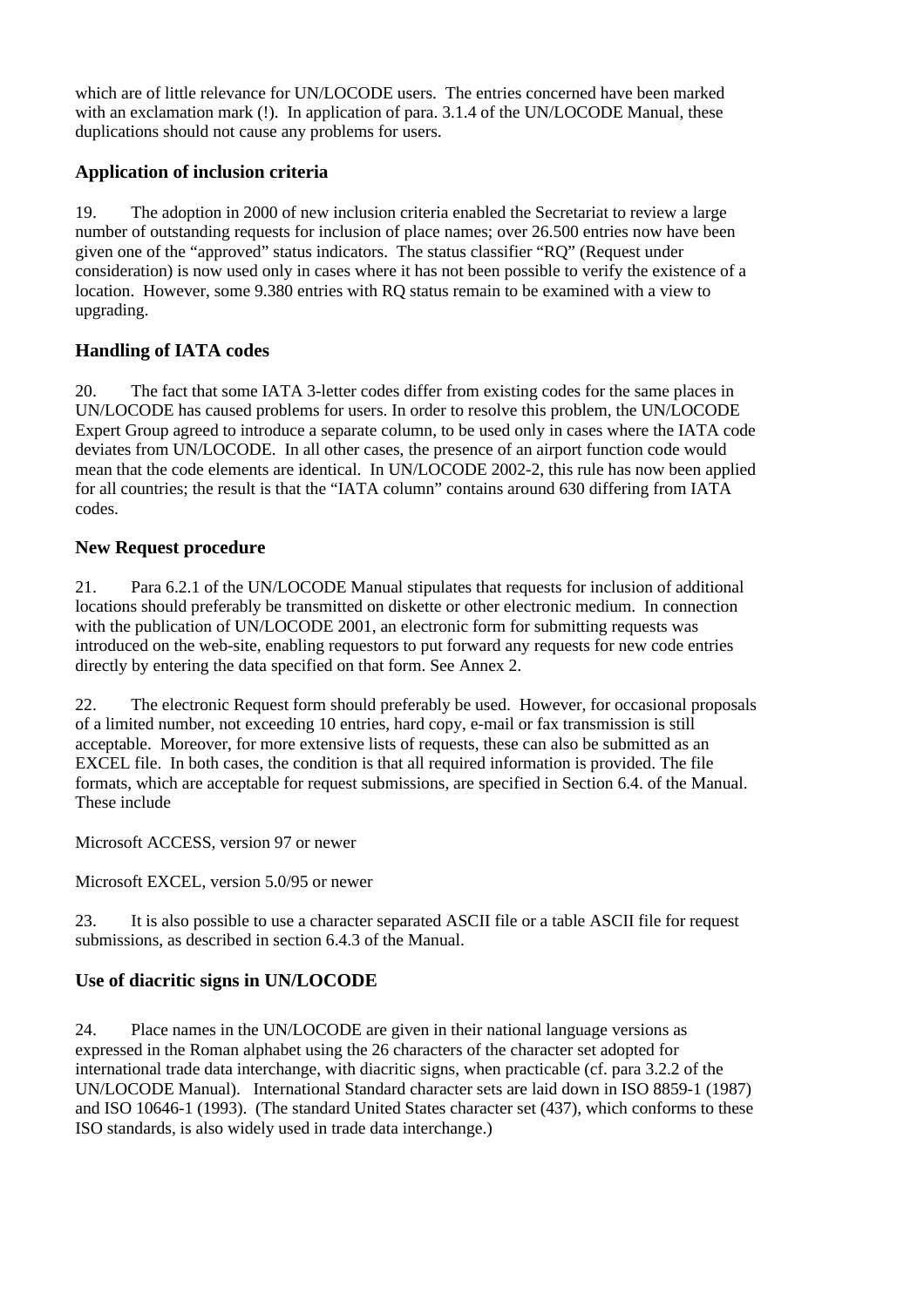which are of little relevance for UN/LOCODE users. The entries concerned have been marked with an exclamation mark (!). In application of para. 3.1.4 of the UN/LOCODE Manual, these duplications should not cause any problems for users.

### Application of inclusion criteria

19. The adoption in 2000 of new inclusion criteria enabled the Secretariat to review a large number of outstanding requests for inclusion of place names; over 26.500 entries now have been given one of the "approved" status indicators. The status classifier "RQ" (Request under consideration) is now used only in cases where it has not been possible to verify the existence of a location. However, some 9.380 entries with RQ status remain to be examined with a view to upgrading.

### Handling of IATA codes

20. The fact that some IATA 3-letter codes differ from existing codes for the same places in UN/LOCODE has caused problems for users. In order to resolve this problem, the UN/LOCODE Expert Group agreed to introduce a separate column, to be used only in cases where the IATA code deviates from UN/LOCODE. In all other cases, the presence of an airport function code would mean that the code elements are identical. In UN/LOCODE 2002-2, this rule has now been applied for all countries; the result is that the "IATA column" contains around 630 differing from IATA codes.

### New Request procedure

21. Para 6.2.1 of the UN/LOCODE Manual stipulates that requests for inclusion of additional locations should preferably be transmitted on diskette or other electronic medium. In connection with the publication of UN/LOCODE 2001, an electronic form for submitting requests was introduced on the web-site, enabling requestors to put forward any requests for new code entries directly by entering the data specified on that form. See Annex 2.

22. The electronic Request form should preferably be used. However, for occasional proposals of a limited number, not exceeding 10 entries, hard copy, e-mail or fax transmission is still acceptable. Moreover, for more extensive lists of requests, these can also be submitted as an EXCEL file. In both cases, the condition is that all required information is provided. The file formats, which are acceptable for request submissions, are specified in Section 6.4. of the Manual. These include

Microsoft ACCESS, version 97 or newer

Microsoft EXCEL, version 5.0/95 or newer

23. It is also possible to use a character separated ASCII file or a table ASCII file for request submissions, as described in section 6.4.3 of the Manual.

### Use of diacritic signs in UN/LOCODE

24. Place names in the UN/LOCODE are given in their national language versions as expressed in the Roman alphabet using the 26 characters of the character set adopted for international trade data interchange, with diacritic signs, when practicable (cf. para 3.2.2 of the UN/LOCODE Manual). International Standard character sets are laid down in ISO 8859-1 (1987) and ISO 10646-1 (1993). (The standard United States character set (437), which conforms to these ISO standards, is also widely used in trade data interchange.)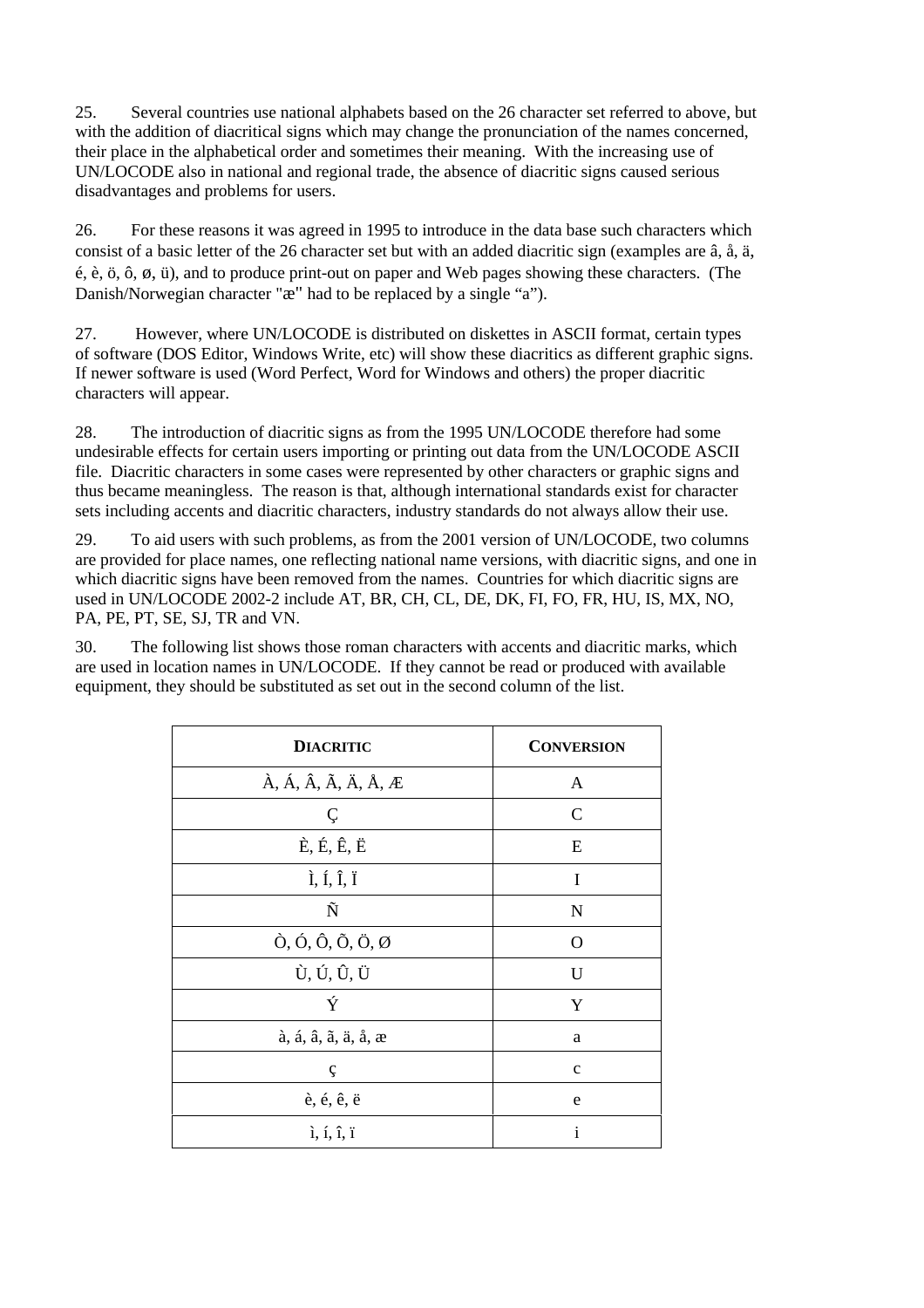25. Several countries use national alphabets based on the 26 character set referred to above, but with the addition of diacritical signs which may change the pronunciation of the names concerned, their place in the alphabetical order and sometimes their meaning. With the increasing use of UN/LOCODE also in national and regional trade, the absence of diacritic signs caused serious disadvantages and problems for users.

26. For these reasons it was agreed in 1995 to introduce in the data base such characters which consist of a basic letter of the 26 character set but with an added diacritic sign (examples are â, å, ä, é, è, ö, ô, ø, ü), and to produce print-out on paper and Web pages showing these characters. (The Danish/Norwegian character "æ" had to be replaced by a single “a”).

27. However, where UN/LOCODE is distributed on diskettes in ASCII format, certain types of software (DOS Editor, Windows Write, etc) will show these diacritics as different graphic signs. If newer software is used (Word Perfect, Word for Windows and others) the proper diacritic characters will appear.

28. The introduction of diacritic signs as from the 1995 UN/LOCODE therefore had some undesirable effects for certain users importing or printing out data from the UN/LOCODE ASCII file. Diacritic characters in some cases were represented by other characters or graphic signs and thus became meaningless. The reason is that, although international standards exist for character sets including accents and diacritic characters, industry standards do not always allow their use.

29. To aid users with such problems, as from the 2001 version of UN/LOCODE, two columns are provided for place names, one reflecting national name versions, with diacritic signs, and one in which diacritic signs have been removed from the names. Countries for which diacritic signs are used in UN/LOCODE 2002-2 include AT, BR, CH, CL, DE, DK, FI, FO, FR, HU, IS, MX, NO, PA, PE, PT, SE, SJ, TR and VN.

30. The following list shows those roman characters with accents and diacritic marks, which are used in location names in UN/LOCODE. If they cannot be read or produced with available equipment, they should be substituted as set out in the second column of the list.

| **DIACRITIC** | **CONVERSION** |
| --- | --- |
| À, Á, Â, Ã, Ä, Å, Æ | A |
| Ç | C |
| È, É, Ê, Ë | E |
| Ì, Í, Î, Ï | I |
| Ñ | N |
| Ò, Ó, Ô, Õ, Ö, Ø | O |
| Ù, Ú, Û, Ü | U |
| Ý | Y |
| à, á, â, ã, ä, å, æ | a |
| ç | c |
| è, é, ê, ë | e |
| ì, í, î, ï | i |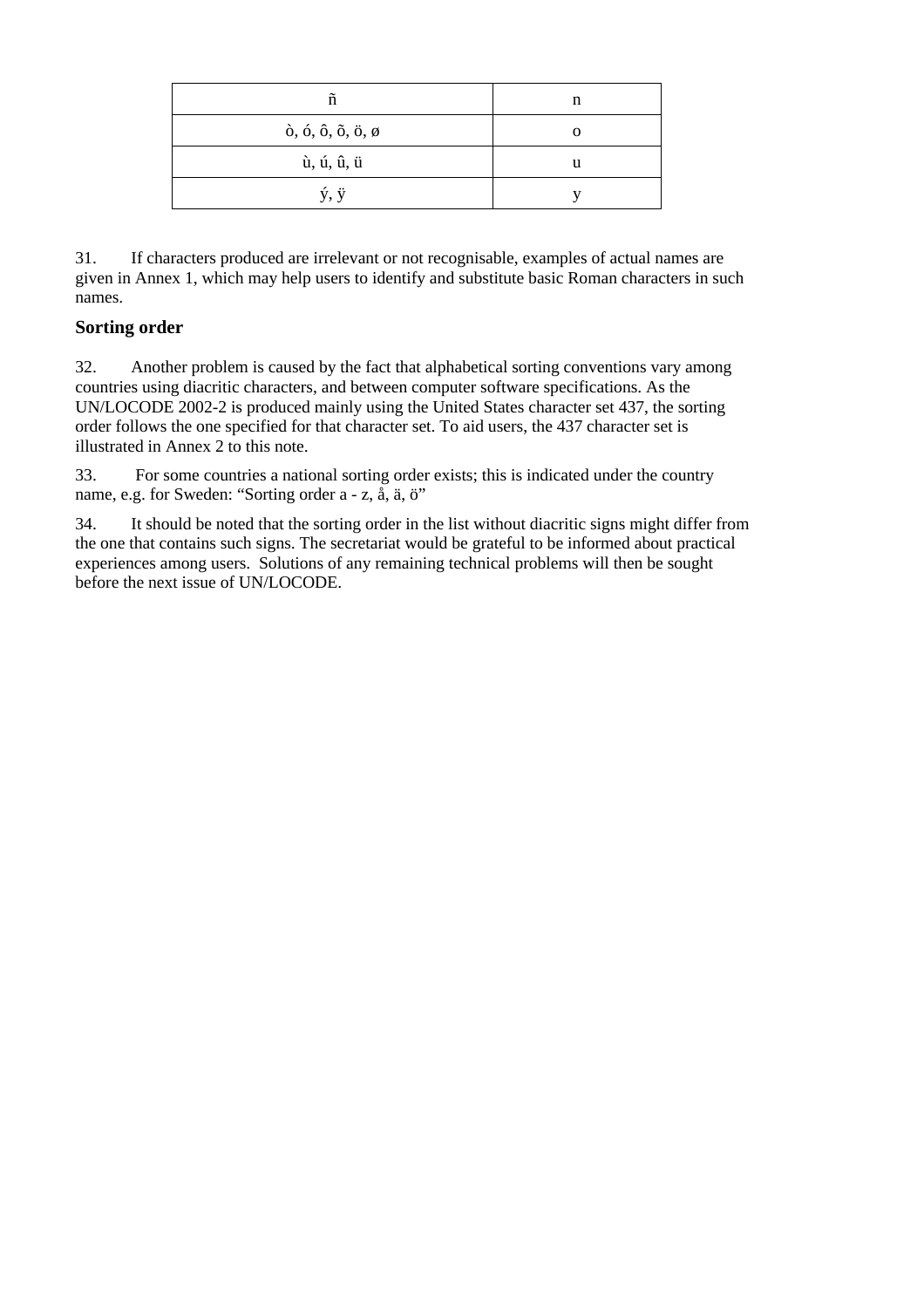| | |
|---|---|
| ñ | n |
| ò, ó, ô, õ, ö, ø | o |
| ù, ú, û, ü | u |
| ý, ÿ | y |

31. If characters produced are irrelevant or not recognisable, examples of actual names are given in Annex 1, which may help users to identify and substitute basic Roman characters in such names.

### Sorting order

32. Another problem is caused by the fact that alphabetical sorting conventions vary among countries using diacritic characters, and between computer software specifications. As the UN/LOCODE 2002-2 is produced mainly using the United States character set 437, the sorting order follows the one specified for that character set. To aid users, the 437 character set is illustrated in Annex 2 to this note.

33. For some countries a national sorting order exists; this is indicated under the country name, e.g. for Sweden: "Sorting order a - z, å, ä, ö"

34. It should be noted that the sorting order in the list without diacritic signs might differ from the one that contains such signs. The secretariat would be grateful to be informed about practical experiences among users. Solutions of any remaining technical problems will then be sought before the next issue of UN/LOCODE.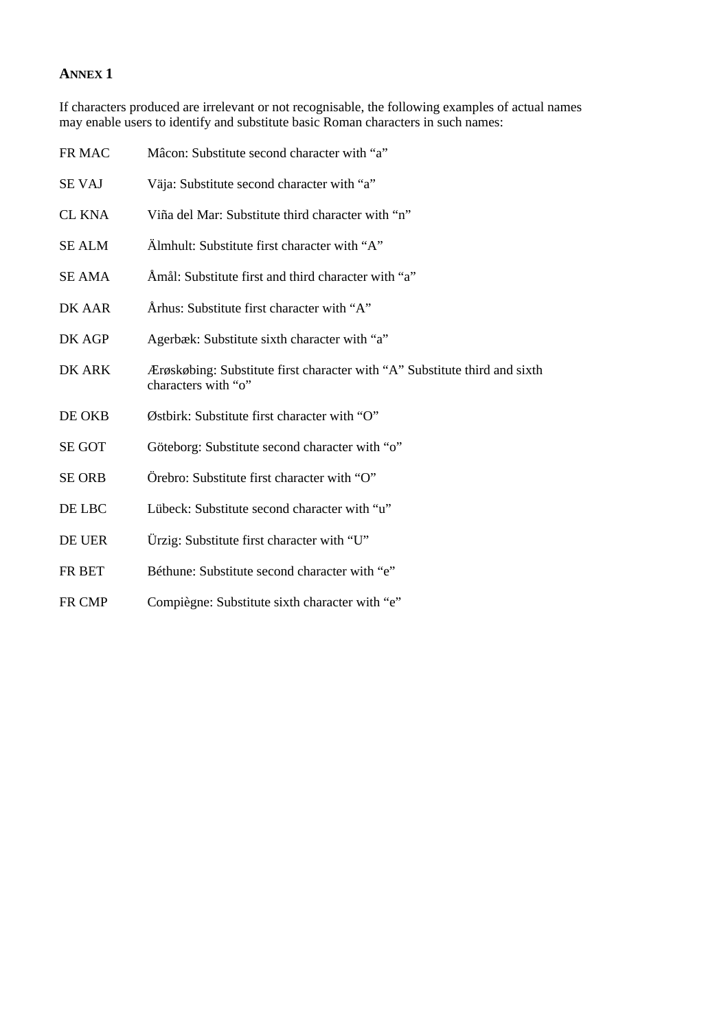## ANNEX 1

If characters produced are irrelevant or not recognisable, the following examples of actual names may enable users to identify and substitute basic Roman characters in such names:

| | |
|---|---|
| FR MAC | Mâcon: Substitute second character with “a” |
| SE VAJ | Väja: Substitute second character with “a” |
| CL KNA | Viña del Mar: Substitute third character with “n” |
| SE ALM | Älmhult: Substitute first character with “A” |
| SE AMA | Åmål: Substitute first and third character with “a” |
| DK AAR | Århus: Substitute first character with “A” |
| DK AGP | Agerbæk: Substitute sixth character with “a” |
| DK ARK | Ærøskøbing: Substitute first character with “A” Substitute third and sixth characters with “o” |
| DE OKB | Østbirk: Substitute first character with “O” |
| SE GOT | Göteborg: Substitute second character with “o” |
| SE ORB | Örebro: Substitute first character with “O” |
| DE LBC | Lübeck: Substitute second character with “u” |
| DE UER | Ürzig: Substitute first character with “U” |
| FR BET | Béthune: Substitute second character with “e” |
| FR CMP | Compiègne: Substitute sixth character with “e” |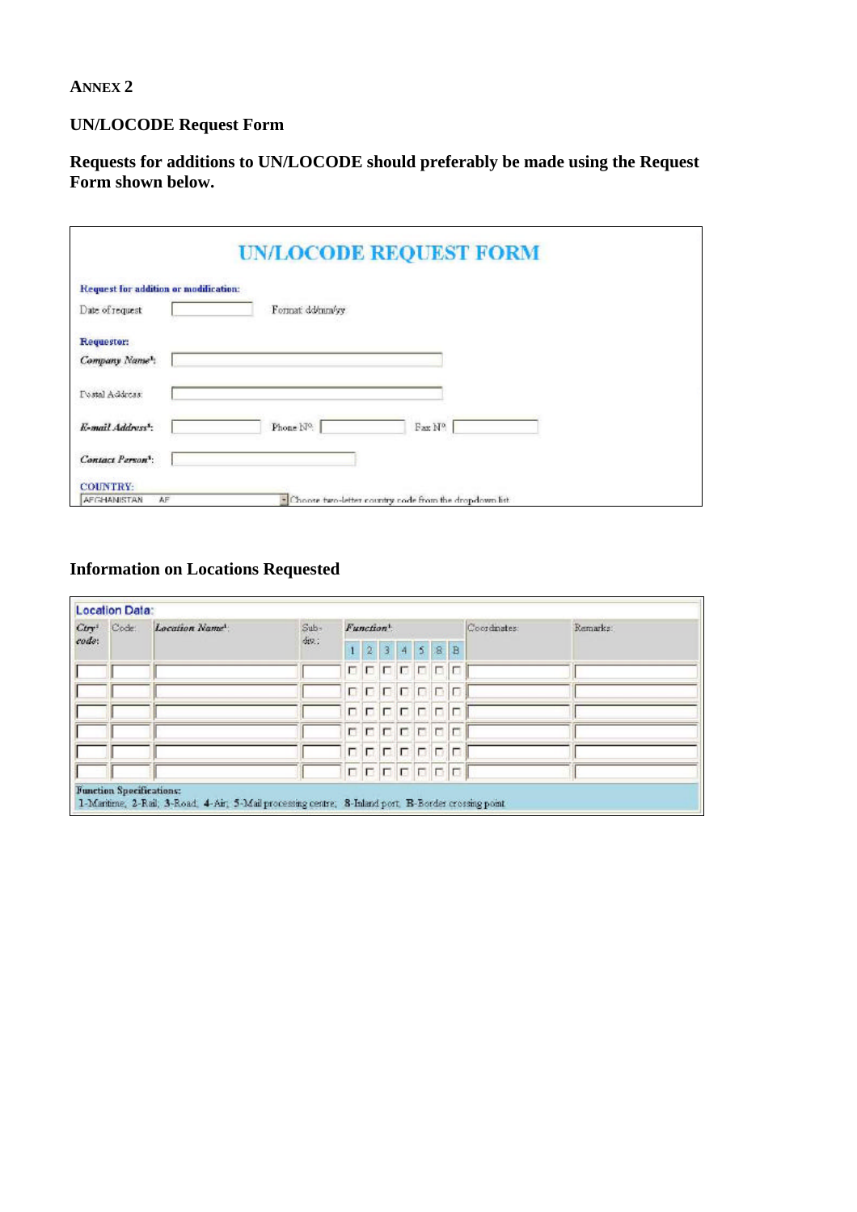# ANNEX 2

## UN/LOCODE Request Form

**Requests for additions to UN/LOCODE should preferably be made using the Request Form shown below.**

**UN/LOCODE REQUEST FORM**

**Request for addition or modification:**

Date of request | | Format dd/mm/yy

**Requestor:**

*Company Name*[1]:

Postal Address:

*E-mail Address*[1]: | | Phone N°: | | Fax N°:

*Contact Person*[1]:

**COUNTRY:**

AFGHANISTAN AF | Choose two-letter country code from the dropdown list

## Information on Locations Requested

**Location Data:**

| *Ctry*[1] *code*: | Code: | *Location Name*[1]: | Sub-div.: | *Function*[1]: | | | | | | | Coordinates: | Remarks: |
|---|---|---|---|---|---|---|---|---|---|---|---|---|
| | | | | 1 | 2 | 3 | 4 | 5 | 8 | B | | |
| | | | | ☐ | ☐ | ☐ | ☐ | ☐ | ☐ | ☐ | | |
| | | | | ☐ | ☐ | ☐ | ☐ | ☐ | ☐ | ☐ | | |
| | | | | ☐ | ☐ | ☐ | ☐ | ☐ | ☐ | ☐ | | |
| | | | | ☐ | ☐ | ☐ | ☐ | ☐ | ☐ | ☐ | | |
| | | | | ☐ | ☐ | ☐ | ☐ | ☐ | ☐ | ☐ | | |
| | | | | ☐ | ☐ | ☐ | ☐ | ☐ | ☐ | ☐ | | |

**Function Specifications:**
1-Maritime; 2-Rail; 3-Road; 4-Air; 5-Mail processing centre; 8-Inland port; B-Border crossing point